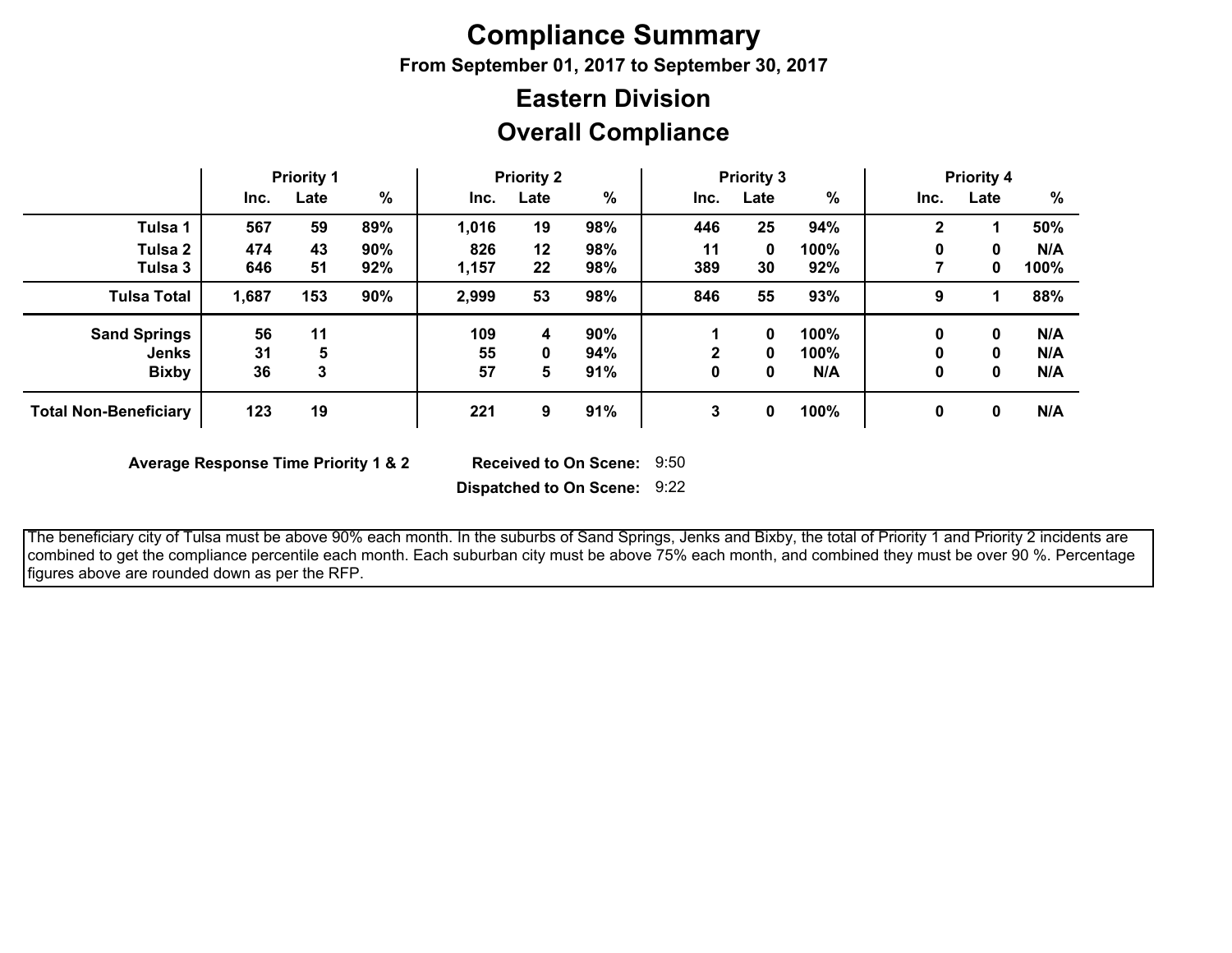# Compliance Summary

**From September 01, 2017 to September 30, 2017**

## Eastern Division

## Overall Compliance

| | Priority 1 | | | Priority 2 | | | Priority 3 | | | Priority 4 | | |
|---|---|---|---|---|---|---|---|---|---|---|---|---|
| | Inc. | Late | % | Inc. | Late | % | Inc. | Late | % | Inc. | Late | % |
| **Tulsa 1** | 567 | 59 | 89% | 1,016 | 19 | 98% | 446 | 25 | 94% | 2 | 1 | 50% |
| **Tulsa 2** | 474 | 43 | 90% | 826 | 12 | 98% | 11 | 0 | 100% | 0 | 0 | N/A |
| **Tulsa 3** | 646 | 51 | 92% | 1,157 | 22 | 98% | 389 | 30 | 92% | 7 | 0 | 100% |
| **Tulsa Total** | 1,687 | 153 | 90% | 2,999 | 53 | 98% | 846 | 55 | 93% | 9 | 1 | 88% |
| **Sand Springs** | 56 | 11 | | 109 | 4 | 90% | 1 | 0 | 100% | 0 | 0 | N/A |
| **Jenks** | 31 | 5 | | 55 | 0 | 94% | 2 | 0 | 100% | 0 | 0 | N/A |
| **Bixby** | 36 | 3 | | 57 | 5 | 91% | 0 | 0 | N/A | 0 | 0 | N/A |
| **Total Non-Beneficiary** | 123 | 19 | | 221 | 9 | 91% | 3 | 0 | 100% | 0 | 0 | N/A |

**Average Response Time Priority 1 & 2** **Received to On Scene:** 9:50

**Dispatched to On Scene:** 9:22

The beneficiary city of Tulsa must be above 90% each month. In the suburbs of Sand Springs, Jenks and Bixby, the total of Priority 1 and Priority 2 incidents are combined to get the compliance percentile each month. Each suburban city must be above 75% each month, and combined they must be over 90 %. Percentage figures above are rounded down as per the RFP.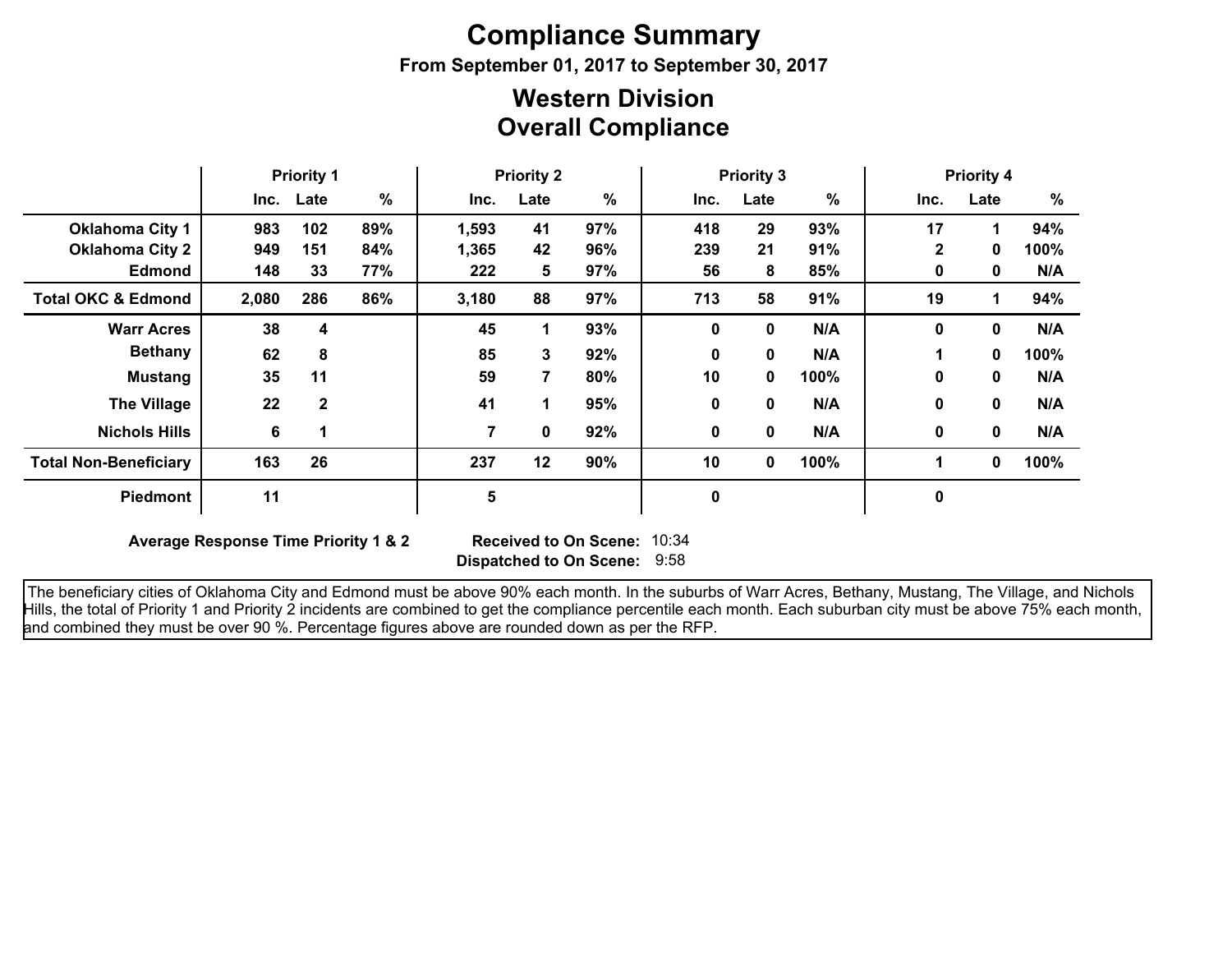# Compliance Summary

**From September 01, 2017 to September 30, 2017**

## Western Division
## Overall Compliance

| | Priority 1 | | | Priority 2 | | | Priority 3 | | | Priority 4 | | |
|---|---|---|---|---|---|---|---|---|---|---|---|---|
| | Inc. | Late | % | Inc. | Late | % | Inc. | Late | % | Inc. | Late | % |
| **Oklahoma City 1** | 983 | 102 | 89% | 1,593 | 41 | 97% | 418 | 29 | 93% | 17 | 1 | 94% |
| **Oklahoma City 2** | 949 | 151 | 84% | 1,365 | 42 | 96% | 239 | 21 | 91% | 2 | 0 | 100% |
| **Edmond** | 148 | 33 | 77% | 222 | 5 | 97% | 56 | 8 | 85% | 0 | 0 | N/A |
| **Total OKC & Edmond** | 2,080 | 286 | 86% | 3,180 | 88 | 97% | 713 | 58 | 91% | 19 | 1 | 94% |
| **Warr Acres** | 38 | 4 | | 45 | 1 | 93% | 0 | 0 | N/A | 0 | 0 | N/A |
| **Bethany** | 62 | 8 | | 85 | 3 | 92% | 0 | 0 | N/A | 1 | 0 | 100% |
| **Mustang** | 35 | 11 | | 59 | 7 | 80% | 10 | 0 | 100% | 0 | 0 | N/A |
| **The Village** | 22 | 2 | | 41 | 1 | 95% | 0 | 0 | N/A | 0 | 0 | N/A |
| **Nichols Hills** | 6 | 1 | | 7 | 0 | 92% | 0 | 0 | N/A | 0 | 0 | N/A |
| **Total Non-Beneficiary** | 163 | 26 | | 237 | 12 | 90% | 10 | 0 | 100% | 1 | 0 | 100% |
| **Piedmont** | 11 | | | 5 | | | 0 | | | 0 | | |

**Average Response Time Priority 1 & 2** **Received to On Scene:** 10:34
**Dispatched to On Scene:** 9:58

The beneficiary cities of Oklahoma City and Edmond must be above 90% each month. In the suburbs of Warr Acres, Bethany, Mustang, The Village, and Nichols Hills, the total of Priority 1 and Priority 2 incidents are combined to get the compliance percentile each month. Each suburban city must be above 75% each month, and combined they must be over 90 %. Percentage figures above are rounded down as per the RFP.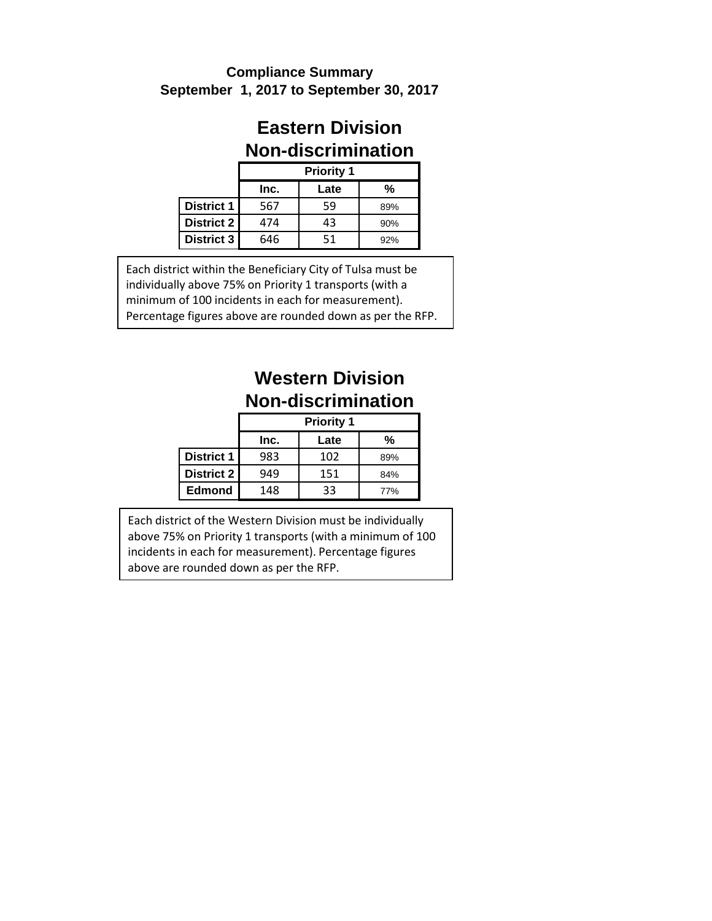**Compliance Summary**
**September 1, 2017 to September 30, 2017**

## Eastern Division
## Non-discrimination

| | Priority 1 | | |
|---|---|---|---|
| | **Inc.** | **Late** | **%** |
| **District 1** | 567 | 59 | 89% |
| **District 2** | 474 | 43 | 90% |
| **District 3** | 646 | 51 | 92% |

Each district within the Beneficiary City of Tulsa must be individually above 75% on Priority 1 transports (with a minimum of 100 incidents in each for measurement). Percentage figures above are rounded down as per the RFP.

## Western Division
## Non-discrimination

| | Priority 1 | | |
|---|---|---|---|
| | **Inc.** | **Late** | **%** |
| **District 1** | 983 | 102 | 89% |
| **District 2** | 949 | 151 | 84% |
| **Edmond** | 148 | 33 | 77% |

Each district of the Western Division must be individually above 75% on Priority 1 transports (with a minimum of 100 incidents in each for measurement). Percentage figures above are rounded down as per the RFP.